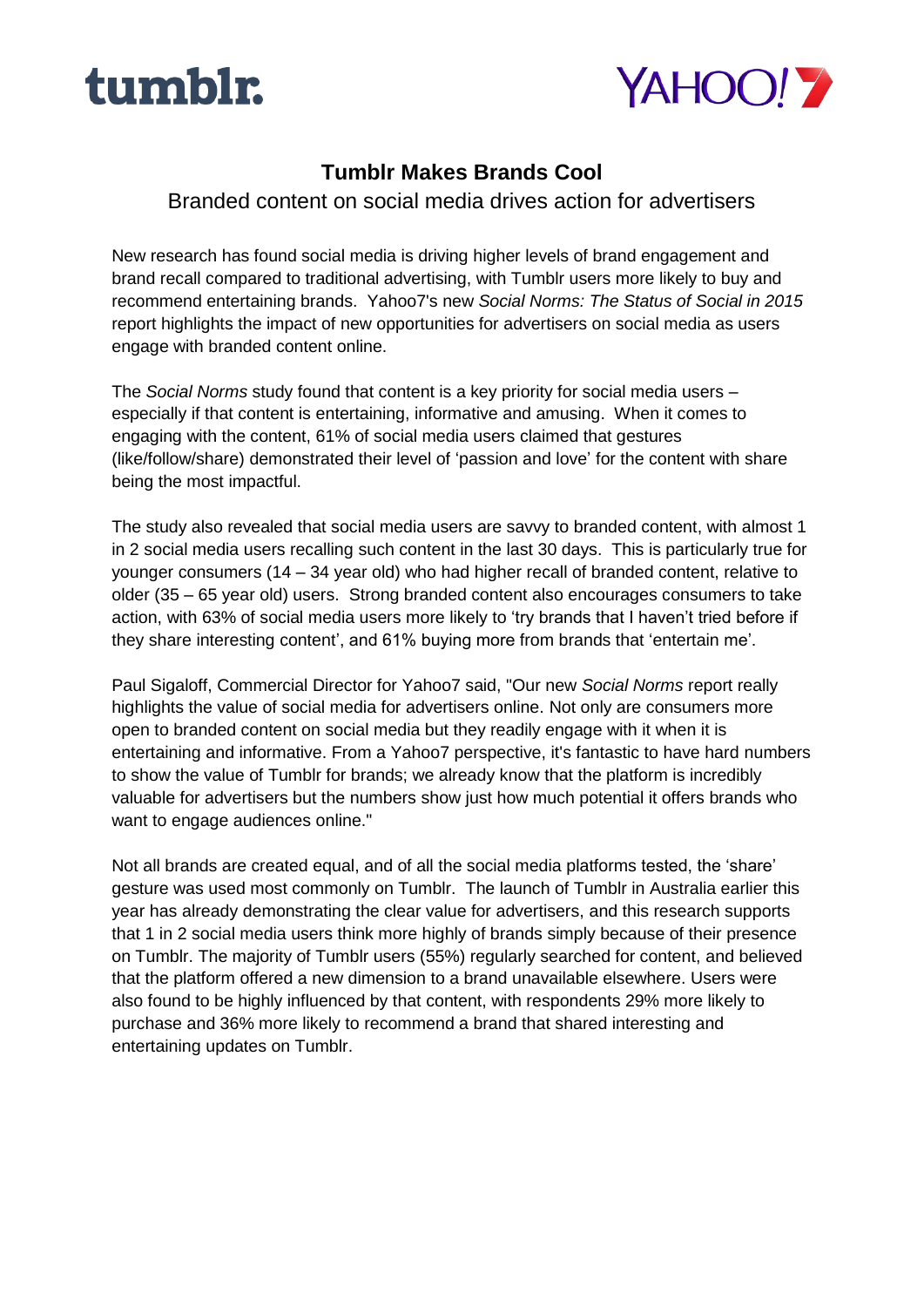tumblr.

YAHOO!7

# Tumblr Makes Brands Cool

## Branded content on social media drives action for advertisers

New research has found social media is driving higher levels of brand engagement and brand recall compared to traditional advertising, with Tumblr users more likely to buy and recommend entertaining brands. Yahoo7's new *Social Norms: The Status of Social in 2015* report highlights the impact of new opportunities for advertisers on social media as users engage with branded content online.

The *Social Norms* study found that content is a key priority for social media users – especially if that content is entertaining, informative and amusing. When it comes to engaging with the content, 61% of social media users claimed that gestures (like/follow/share) demonstrated their level of 'passion and love' for the content with share being the most impactful.

The study also revealed that social media users are savvy to branded content, with almost 1 in 2 social media users recalling such content in the last 30 days. This is particularly true for younger consumers (14 – 34 year old) who had higher recall of branded content, relative to older (35 – 65 year old) users. Strong branded content also encourages consumers to take action, with 63% of social media users more likely to 'try brands that I haven't tried before if they share interesting content', and 61% buying more from brands that 'entertain me'.

Paul Sigaloff, Commercial Director for Yahoo7 said, "Our new *Social Norms* report really highlights the value of social media for advertisers online. Not only are consumers more open to branded content on social media but they readily engage with it when it is entertaining and informative. From a Yahoo7 perspective, it's fantastic to have hard numbers to show the value of Tumblr for brands; we already know that the platform is incredibly valuable for advertisers but the numbers show just how much potential it offers brands who want to engage audiences online."

Not all brands are created equal, and of all the social media platforms tested, the 'share' gesture was used most commonly on Tumblr. The launch of Tumblr in Australia earlier this year has already demonstrating the clear value for advertisers, and this research supports that 1 in 2 social media users think more highly of brands simply because of their presence on Tumblr. The majority of Tumblr users (55%) regularly searched for content, and believed that the platform offered a new dimension to a brand unavailable elsewhere. Users were also found to be highly influenced by that content, with respondents 29% more likely to purchase and 36% more likely to recommend a brand that shared interesting and entertaining updates on Tumblr.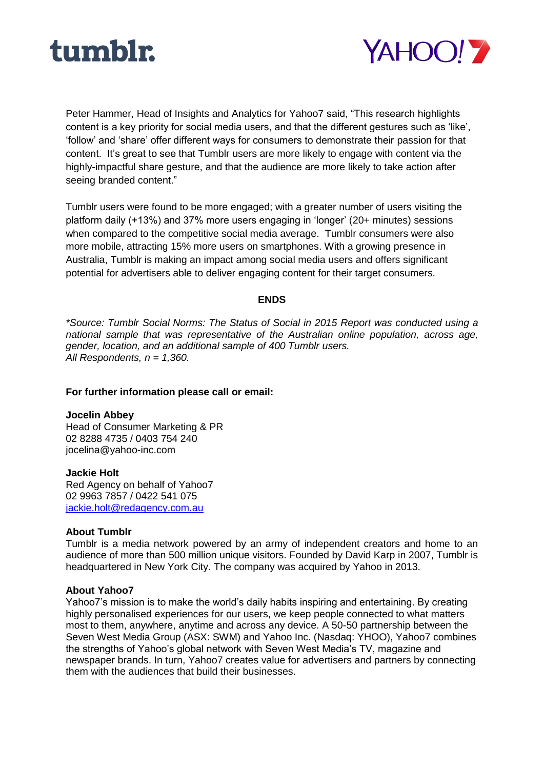Peter Hammer, Head of Insights and Analytics for Yahoo7 said, "This research highlights content is a key priority for social media users, and that the different gestures such as 'like', 'follow' and 'share' offer different ways for consumers to demonstrate their passion for that content. It's great to see that Tumblr users are more likely to engage with content via the highly-impactful share gesture, and that the audience are more likely to take action after seeing branded content."

Tumblr users were found to be more engaged; with a greater number of users visiting the platform daily (+13%) and 37% more users engaging in 'longer' (20+ minutes) sessions when compared to the competitive social media average. Tumblr consumers were also more mobile, attracting 15% more users on smartphones. With a growing presence in Australia, Tumblr is making an impact among social media users and offers significant potential for advertisers able to deliver engaging content for their target consumers.

**ENDS**

*\*Source: Tumblr Social Norms: The Status of Social in 2015 Report was conducted using a national sample that was representative of the Australian online population, across age, gender, location, and an additional sample of 400 Tumblr users.*
*All Respondents, n = 1,360.*

**For further information please call or email:**

**Jocelin Abbey**
Head of Consumer Marketing & PR
02 8288 4735 / 0403 754 240
jocelina@yahoo-inc.com

**Jackie Holt**
Red Agency on behalf of Yahoo7
02 9963 7857 / 0422 541 075
jackie.holt@redagency.com.au

**About Tumblr**
Tumblr is a media network powered by an army of independent creators and home to an audience of more than 500 million unique visitors. Founded by David Karp in 2007, Tumblr is headquartered in New York City. The company was acquired by Yahoo in 2013.

**About Yahoo7**
Yahoo7's mission is to make the world's daily habits inspiring and entertaining. By creating highly personalised experiences for our users, we keep people connected to what matters most to them, anywhere, anytime and across any device. A 50-50 partnership between the Seven West Media Group (ASX: SWM) and Yahoo Inc. (Nasdaq: YHOO), Yahoo7 combines the strengths of Yahoo's global network with Seven West Media's TV, magazine and newspaper brands. In turn, Yahoo7 creates value for advertisers and partners by connecting them with the audiences that build their businesses.